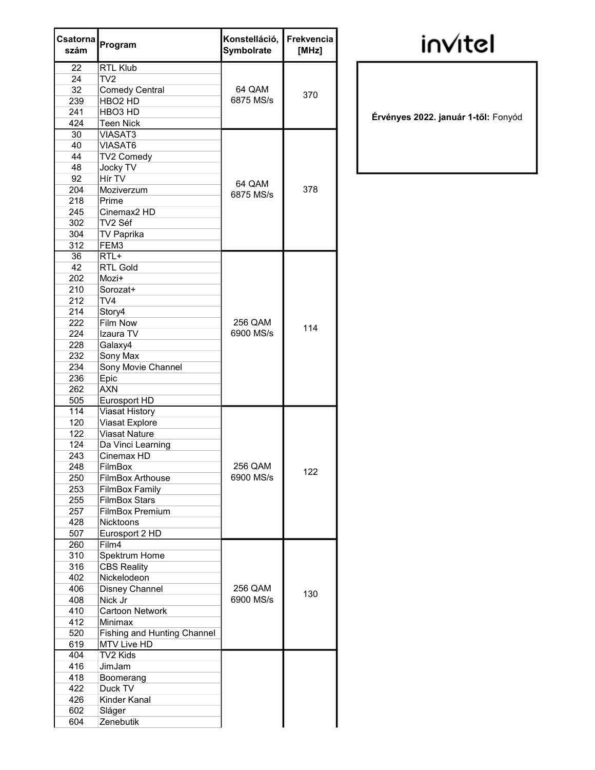invitel

**Érvényes 2022. január 1-től:** Fonyód

| Csatorna szám | Program | Konstelláció, Symbolrate | Frekvencia [MHz] |
|---|---|---|---|
| 22 | RTL Klub | 64 QAM 6875 MS/s | 370 |
| 24 | TV2 | | |
| 32 | Comedy Central | | |
| 239 | HBO2 HD | | |
| 241 | HBO3 HD | | |
| 424 | Teen Nick | | |
| 30 | VIASAT3 | 64 QAM 6875 MS/s | 378 |
| 40 | VIASAT6 | | |
| 44 | TV2 Comedy | | |
| 48 | Jocky TV | | |
| 92 | Hír TV | | |
| 204 | Moziverzum | | |
| 218 | Prime | | |
| 245 | Cinemax2 HD | | |
| 302 | TV2 Séf | | |
| 304 | TV Paprika | | |
| 312 | FEM3 | | |
| 36 | RTL+ | 256 QAM 6900 MS/s | 114 |
| 42 | RTL Gold | | |
| 202 | Mozi+ | | |
| 210 | Sorozat+ | | |
| 212 | TV4 | | |
| 214 | Story4 | | |
| 222 | Film Now | | |
| 224 | Izaura TV | | |
| 228 | Galaxy4 | | |
| 232 | Sony Max | | |
| 234 | Sony Movie Channel | | |
| 236 | Epic | | |
| 262 | AXN | | |
| 505 | Eurosport HD | | |
| 114 | Viasat History | 256 QAM 6900 MS/s | 122 |
| 120 | Viasat Explore | | |
| 122 | Viasat Nature | | |
| 124 | Da Vinci Learning | | |
| 243 | Cinemax HD | | |
| 248 | FilmBox | | |
| 250 | FilmBox Arthouse | | |
| 253 | FilmBox Family | | |
| 255 | FilmBox Stars | | |
| 257 | FilmBox Premium | | |
| 428 | Nicktoons | | |
| 507 | Eurosport 2 HD | | |
| 260 | Film4 | 256 QAM 6900 MS/s | 130 |
| 310 | Spektrum Home | | |
| 316 | CBS Reality | | |
| 402 | Nickelodeon | | |
| 406 | Disney Channel | | |
| 408 | Nick Jr | | |
| 410 | Cartoon Network | | |
| 412 | Minimax | | |
| 520 | Fishing and Hunting Channel | | |
| 619 | MTV Live HD | | |
| 404 | TV2 Kids | | |
| 416 | JimJam | | |
| 418 | Boomerang | | |
| 422 | Duck TV | | |
| 426 | Kinder Kanal | | |
| 602 | Sláger | | |
| 604 | Zenebutik | | |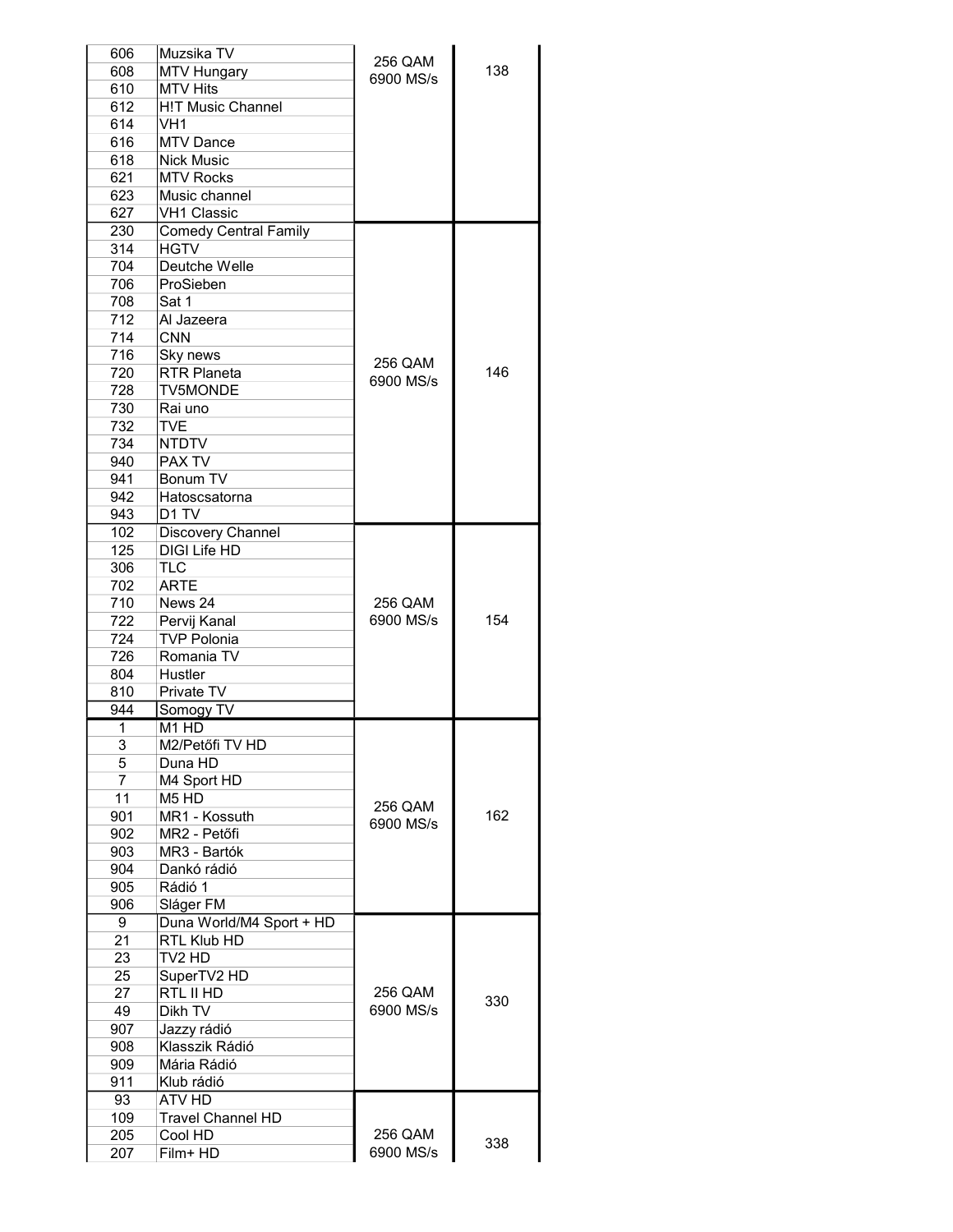| | | | |
|---|---|---|---|
| 606 | Muzsika TV | 256 QAM 6900 MS/s | 138 |
| 608 | MTV Hungary | | |
| 610 | MTV Hits | | |
| 612 | H!T Music Channel | | |
| 614 | VH1 | | |
| 616 | MTV Dance | | |
| 618 | Nick Music | | |
| 621 | MTV Rocks | | |
| 623 | Music channel | | |
| 627 | VH1 Classic | | |
| 230 | Comedy Central Family | 256 QAM 6900 MS/s | 146 |
| 314 | HGTV | | |
| 704 | Deutche Welle | | |
| 706 | ProSieben | | |
| 708 | Sat 1 | | |
| 712 | Al Jazeera | | |
| 714 | CNN | | |
| 716 | Sky news | | |
| 720 | RTR Planeta | | |
| 728 | TV5MONDE | | |
| 730 | Rai uno | | |
| 732 | TVE | | |
| 734 | NTDTV | | |
| 940 | PAX TV | | |
| 941 | Bonum TV | | |
| 942 | Hatoscsatorna | | |
| 943 | D1 TV | | |
| 102 | Discovery Channel | 256 QAM 6900 MS/s | 154 |
| 125 | DIGI Life HD | | |
| 306 | TLC | | |
| 702 | ARTE | | |
| 710 | News 24 | | |
| 722 | Pervij Kanal | | |
| 724 | TVP Polonia | | |
| 726 | Romania TV | | |
| 804 | Hustler | | |
| 810 | Private TV | | |
| 944 | Somogy TV | | |
| 1 | M1 HD | 256 QAM 6900 MS/s | 162 |
| 3 | M2/Petőfi TV HD | | |
| 5 | Duna HD | | |
| 7 | M4 Sport HD | | |
| 11 | M5 HD | | |
| 901 | MR1 - Kossuth | | |
| 902 | MR2 - Petőfi | | |
| 903 | MR3 - Bartók | | |
| 904 | Dankó rádió | | |
| 905 | Rádió 1 | | |
| 906 | Sláger FM | | |
| 9 | Duna World/M4 Sport + HD | 256 QAM 6900 MS/s | 330 |
| 21 | RTL Klub HD | | |
| 23 | TV2 HD | | |
| 25 | SuperTV2 HD | | |
| 27 | RTL II HD | | |
| 49 | Dikh TV | | |
| 907 | Jazzy rádió | | |
| 908 | Klasszik Rádió | | |
| 909 | Mária Rádió | | |
| 911 | Klub rádió | | |
| 93 | ATV HD | 256 QAM 6900 MS/s | 338 |
| 109 | Travel Channel HD | | |
| 205 | Cool HD | | |
| 207 | Film+ HD | | |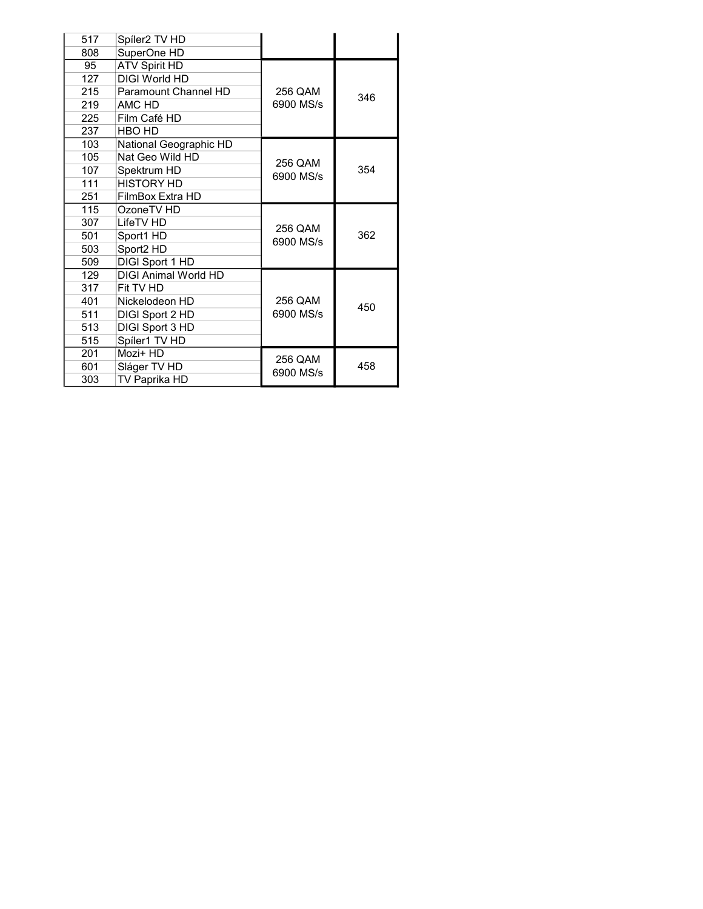| | | | |
|---|---|---|---|
| 517 | Spíler2 TV HD | | |
| 808 | SuperOne HD | | |
| 95 | ATV Spirit HD | 256 QAM 6900 MS/s | 346 |
| 127 | DIGI World HD | | |
| 215 | Paramount Channel HD | | |
| 219 | AMC HD | | |
| 225 | Film Café HD | | |
| 237 | HBO HD | | |
| 103 | National Geographic HD | 256 QAM 6900 MS/s | 354 |
| 105 | Nat Geo Wild HD | | |
| 107 | Spektrum HD | | |
| 111 | HISTORY HD | | |
| 251 | FilmBox Extra HD | | |
| 115 | OzoneTV HD | 256 QAM 6900 MS/s | 362 |
| 307 | LifeTV HD | | |
| 501 | Sport1 HD | | |
| 503 | Sport2 HD | | |
| 509 | DIGI Sport 1 HD | | |
| 129 | DIGI Animal World HD | 256 QAM 6900 MS/s | 450 |
| 317 | Fit TV HD | | |
| 401 | Nickelodeon HD | | |
| 511 | DIGI Sport 2 HD | | |
| 513 | DIGI Sport 3 HD | | |
| 515 | Spíler1 TV HD | | |
| 201 | Mozi+ HD | 256 QAM 6900 MS/s | 458 |
| 601 | Sláger TV HD | | |
| 303 | TV Paprika HD | | |